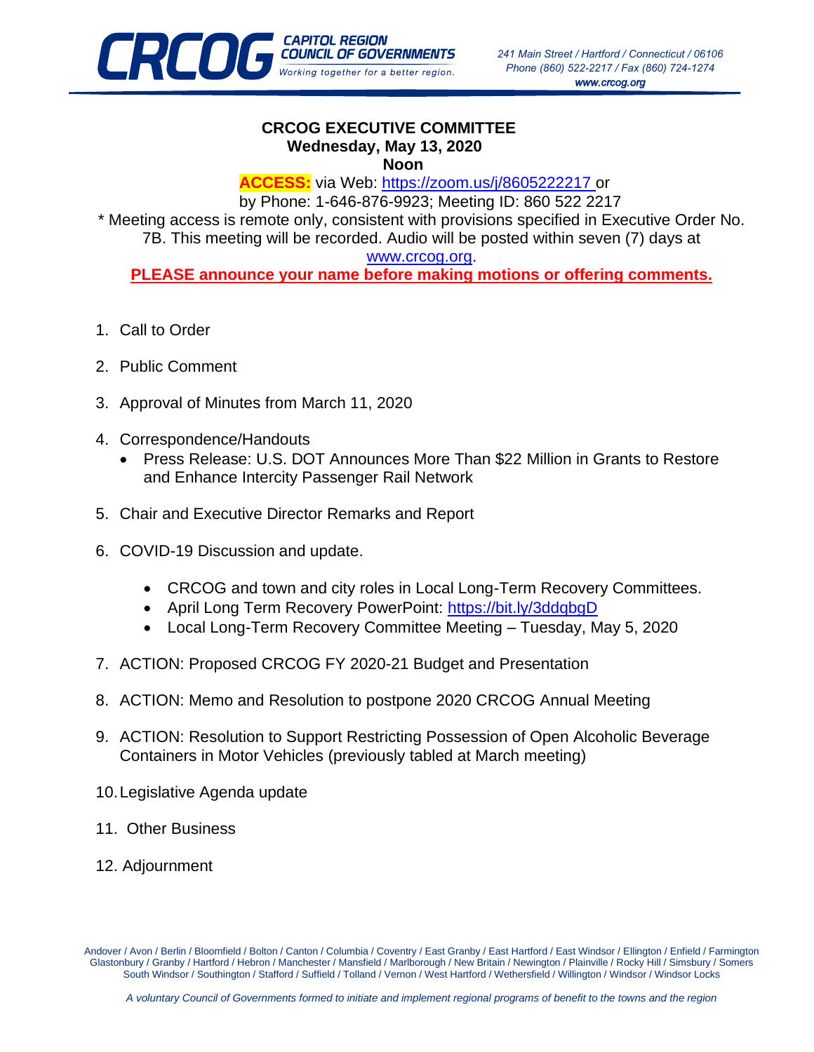CAPITOL REGION COUNCIL OF GOVERNMENTS
*Working together for a better region.*

*241 Main Street / Hartford / Connecticut / 06106*
*Phone (860) 522-2217 / Fax (860) 724-1274*
***www.crcog.org***

# CRCOG EXECUTIVE COMMITTEE

**Wednesday, May 13, 2020**
**Noon**

**ACCESS:** via Web: https://zoom.us/j/8605222217 or
by Phone: 1-646-876-9923; Meeting ID: 860 522 2217

* Meeting access is remote only, consistent with provisions specified in Executive Order No. 7B. This meeting will be recorded. Audio will be posted within seven (7) days at www.crcog.org.

**PLEASE announce your name before making motions or offering comments.**

1. Call to Order
2. Public Comment
3. Approval of Minutes from March 11, 2020
4. Correspondence/Handouts
   - Press Release: U.S. DOT Announces More Than $22 Million in Grants to Restore and Enhance Intercity Passenger Rail Network
5. Chair and Executive Director Remarks and Report
6. COVID-19 Discussion and update.
   - CRCOG and town and city roles in Local Long-Term Recovery Committees.
   - April Long Term Recovery PowerPoint: https://bit.ly/3ddqbgD
   - Local Long-Term Recovery Committee Meeting – Tuesday, May 5, 2020
7. ACTION: Proposed CRCOG FY 2020-21 Budget and Presentation
8. ACTION: Memo and Resolution to postpone 2020 CRCOG Annual Meeting
9. ACTION: Resolution to Support Restricting Possession of Open Alcoholic Beverage Containers in Motor Vehicles (previously tabled at March meeting)
10. Legislative Agenda update
11. Other Business
12. Adjournment

Andover / Avon / Berlin / Bloomfield / Bolton / Canton / Columbia / Coventry / East Granby / East Hartford / East Windsor / Ellington / Enfield / Farmington Glastonbury / Granby / Hartford / Hebron / Manchester / Mansfield / Marlborough / New Britain / Newington / Plainville / Rocky Hill / Simsbury / Somers South Windsor / Southington / Stafford / Suffield / Tolland / Vernon / West Hartford / Wethersfield / Willington / Windsor / Windsor Locks

*A voluntary Council of Governments formed to initiate and implement regional programs of benefit to the towns and the region*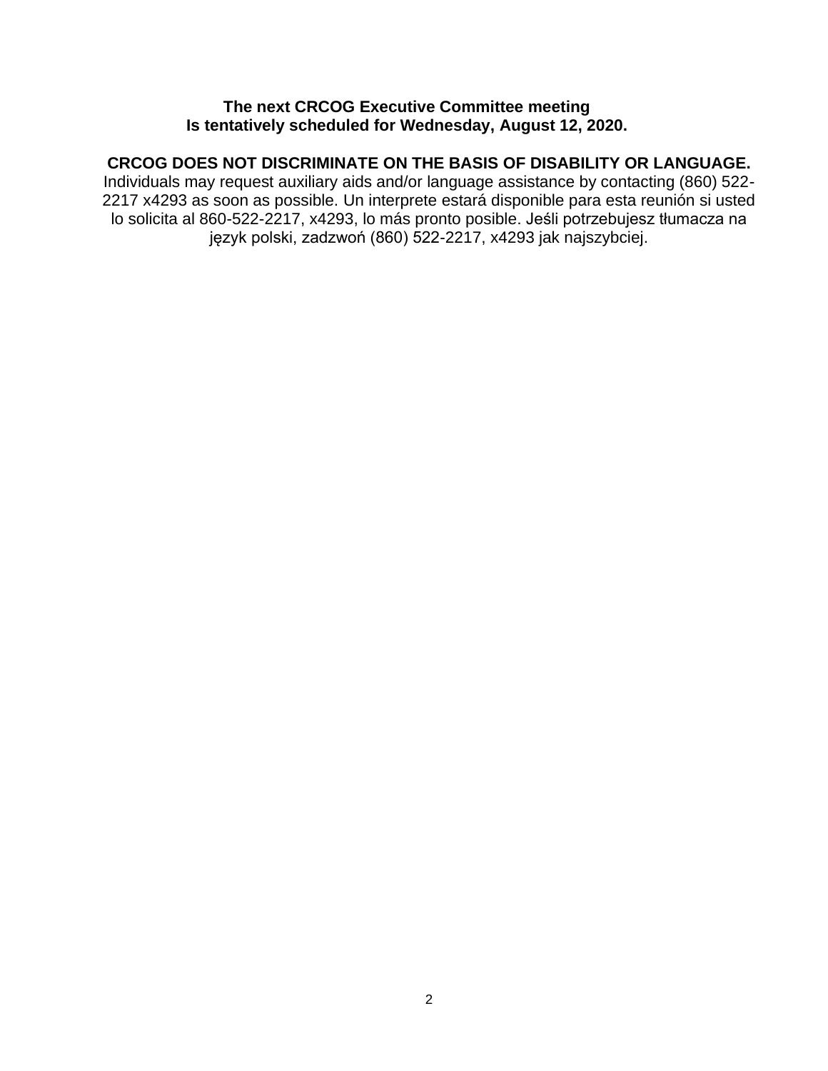**The next CRCOG Executive Committee meeting**
**Is tentatively scheduled for Wednesday, August 12, 2020.**

**CRCOG DOES NOT DISCRIMINATE ON THE BASIS OF DISABILITY OR LANGUAGE.**
Individuals may request auxiliary aids and/or language assistance by contacting (860) 522-2217 x4293 as soon as possible. Un interprete estará disponible para esta reunión si usted lo solicita al 860-522-2217, x4293, lo más pronto posible. Jeśli potrzebujesz tłumacza na język polski, zadzwoń (860) 522-2217, x4293 jak najszybciej.